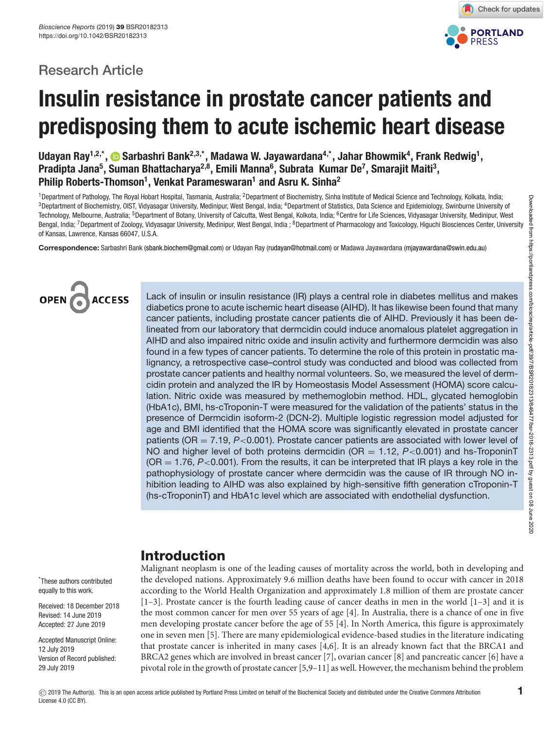Research Article

# Insulin resistance in prostate cancer patients and predisposing them to acute ischemic heart disease

**Udayan Ray[1,2,*], Sarbashri Bank[2,3,*], Madawa W. Jayawardana[4,*], Jahar Bhowmik[4], Frank Redwig[1], Pradipta Jana[5], Suman Bhattacharya[2,8], Emili Manna[6], Subrata Kumar De[7], Smarajit Maiti[3], Philip Roberts-Thomson[1], Venkat Parameswaran[1] and Asru K. Sinha[2]**

[1]Department of Pathology, The Royal Hobart Hospital, Tasmania, Australia; [2]Department of Biochemistry, Sinha Institute of Medical Science and Technology, Kolkata, India; [3]Deptartment of Biochemistry, OIST, Vidyasagar University, Medinipur, West Bengal, India; [4]Department of Statistics, Data Science and Epidemiology, Swinburne University of Technology, Melbourne, Australia; [5]Department of Botany, University of Calcutta, West Bengal, Kolkota, India; [6]Centre for Life Sciences, Vidyasagar University, Medinipur, West Bengal, India; [7]Department of Zoology, Vidyasagar University, Medinipur, West Bengal, India ; [8]Department of Pharmacology and Toxicology, Higuchi Biosciences Center, University of Kansas, Lawrence, Kansas 66047, U.S.A.

**Correspondence:** Sarbashri Bank (sbank.biochem@gmail.com) or Udayan Ray (rudayan@hotmail.com) or Madawa Jayawardana (mjayawardana@swin.edu.au)

Lack of insulin or insulin resistance (IR) plays a central role in diabetes mellitus and makes diabetics prone to acute ischemic heart disease (AIHD). It has likewise been found that many cancer patients, including prostate cancer patients die of AIHD. Previously it has been delineated from our laboratory that dermcidin could induce anomalous platelet aggregation in AIHD and also impaired nitric oxide and insulin activity and furthermore dermcidin was also found in a few types of cancer patients. To determine the role of this protein in prostatic malignancy, a retrospective case–control study was conducted and blood was collected from prostate cancer patients and healthy normal volunteers. So, we measured the level of dermcidin protein and analyzed the IR by Homeostasis Model Assessment (HOMA) score calculation. Nitric oxide was measured by methemoglobin method. HDL, glycated hemoglobin (HbA1c), BMI, hs-cTroponin-T were measured for the validation of the patients' status in the presence of Dermcidin isoform-2 (DCN-2). Multiple logistic regression model adjusted for age and BMI identified that the HOMA score was significantly elevated in prostate cancer patients (OR = 7.19, $P<0.001$). Prostate cancer patients are associated with lower level of NO and higher level of both proteins dermcidin (OR = 1.12, $P<0.001$) and hs-TroponinT (OR = 1.76, $P<0.001$). From the results, it can be interpreted that IR plays a key role in the pathophysiology of prostate cancer where dermcidin was the cause of IR through NO inhibition leading to AIHD was also explained by high-sensitive fifth generation cTroponin-T (hs-cTroponinT) and HbA1c level which are associated with endothelial dysfunction.

*These authors contributed equally to this work.

Received: 18 December 2018
Revised: 14 June 2019
Accepted: 27 June 2019

Accepted Manuscript Online: 12 July 2019
Version of Record published: 29 July 2019

## Introduction

Malignant neoplasm is one of the leading causes of mortality across the world, both in developing and the developed nations. Approximately 9.6 million deaths have been found to occur with cancer in 2018 according to the World Health Organization and approximately 1.8 million of them are prostate cancer [1–3]. Prostate cancer is the fourth leading cause of cancer deaths in men in the world [1–3] and it is the most common cancer for men over 55 years of age [4]. In Australia, there is a chance of one in five men developing prostate cancer before the age of 55 [4]. In North America, this figure is approximately one in seven men [5]. There are many epidemiological evidence-based studies in the literature indicating that prostate cancer is inherited in many cases [4,6]. It is an already known fact that the BRCA1 and BRCA2 genes which are involved in breast cancer [7], ovarian cancer [8] and pancreatic cancer [6] have a pivotal role in the growth of prostate cancer [5,9–11] as well. However, the mechanism behind the problem

© 2019 The Author(s). This is an open access article published by Portland Press Limited on behalf of the Biochemical Society and distributed under the Creative Commons Attribution License 4.0 (CC BY).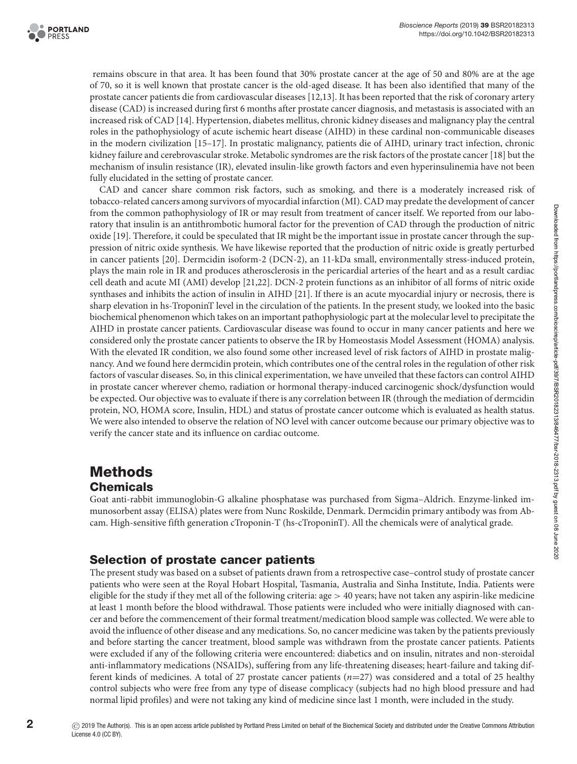remains obscure in that area. It has been found that 30% prostate cancer at the age of 50 and 80% are at the age of 70, so it is well known that prostate cancer is the old-aged disease. It has been also identified that many of the prostate cancer patients die from cardiovascular diseases [12,13]. It has been reported that the risk of coronary artery disease (CAD) is increased during first 6 months after prostate cancer diagnosis, and metastasis is associated with an increased risk of CAD [14]. Hypertension, diabetes mellitus, chronic kidney diseases and malignancy play the central roles in the pathophysiology of acute ischemic heart disease (AIHD) in these cardinal non-communicable diseases in the modern civilization [15–17]. In prostatic malignancy, patients die of AIHD, urinary tract infection, chronic kidney failure and cerebrovascular stroke. Metabolic syndromes are the risk factors of the prostate cancer [18] but the mechanism of insulin resistance (IR), elevated insulin-like growth factors and even hyperinsulinemia have not been fully elucidated in the setting of prostate cancer.

CAD and cancer share common risk factors, such as smoking, and there is a moderately increased risk of tobacco-related cancers among survivors of myocardial infarction (MI). CAD may predate the development of cancer from the common pathophysiology of IR or may result from treatment of cancer itself. We reported from our laboratory that insulin is an antithrombotic humoral factor for the prevention of CAD through the production of nitric oxide [19]. Therefore, it could be speculated that IR might be the important issue in prostate cancer through the suppression of nitric oxide synthesis. We have likewise reported that the production of nitric oxide is greatly perturbed in cancer patients [20]. Dermcidin isoform-2 (DCN-2), an 11-kDa small, environmentally stress-induced protein, plays the main role in IR and produces atherosclerosis in the pericardial arteries of the heart and as a result cardiac cell death and acute MI (AMI) develop [21,22]. DCN-2 protein functions as an inhibitor of all forms of nitric oxide synthases and inhibits the action of insulin in AIHD [21]. If there is an acute myocardial injury or necrosis, there is sharp elevation in hs-TroponinT level in the circulation of the patients. In the present study, we looked into the basic biochemical phenomenon which takes on an important pathophysiologic part at the molecular level to precipitate the AIHD in prostate cancer patients. Cardiovascular disease was found to occur in many cancer patients and here we considered only the prostate cancer patients to observe the IR by Homeostasis Model Assessment (HOMA) analysis. With the elevated IR condition, we also found some other increased level of risk factors of AIHD in prostate malignancy. And we found here dermcidin protein, which contributes one of the central roles in the regulation of other risk factors of vascular diseases. So, in this clinical experimentation, we have unveiled that these factors can control AIHD in prostate cancer wherever chemo, radiation or hormonal therapy-induced carcinogenic shock/dysfunction would be expected. Our objective was to evaluate if there is any correlation between IR (through the mediation of dermcidin protein, NO, HOMA score, Insulin, HDL) and status of prostate cancer outcome which is evaluated as health status. We were also intended to observe the relation of NO level with cancer outcome because our primary objective was to verify the cancer state and its influence on cardiac outcome.

# Methods

## Chemicals

Goat anti-rabbit immunoglobin-G alkaline phosphatase was purchased from Sigma–Aldrich. Enzyme-linked immunosorbent assay (ELISA) plates were from Nunc Roskilde, Denmark. Dermcidin primary antibody was from Abcam. High-sensitive fifth generation cTroponin-T (hs-cTroponinT). All the chemicals were of analytical grade.

## Selection of prostate cancer patients

The present study was based on a subset of patients drawn from a retrospective case–control study of prostate cancer patients who were seen at the Royal Hobart Hospital, Tasmania, Australia and Sinha Institute, India. Patients were eligible for the study if they met all of the following criteria: age > 40 years; have not taken any aspirin-like medicine at least 1 month before the blood withdrawal. Those patients were included who were initially diagnosed with cancer and before the commencement of their formal treatment/medication blood sample was collected. We were able to avoid the influence of other disease and any medications. So, no cancer medicine was taken by the patients previously and before starting the cancer treatment, blood sample was withdrawn from the prostate cancer patients. Patients were excluded if any of the following criteria were encountered: diabetics and on insulin, nitrates and non-steroidal anti-inflammatory medications (NSAIDs), suffering from any life-threatening diseases; heart-failure and taking different kinds of medicines. A total of 27 prostate cancer patients ($n$=27) was considered and a total of 25 healthy control subjects who were free from any type of disease complicacy (subjects had no high blood pressure and had normal lipid profiles) and were not taking any kind of medicine since last 1 month, were included in the study.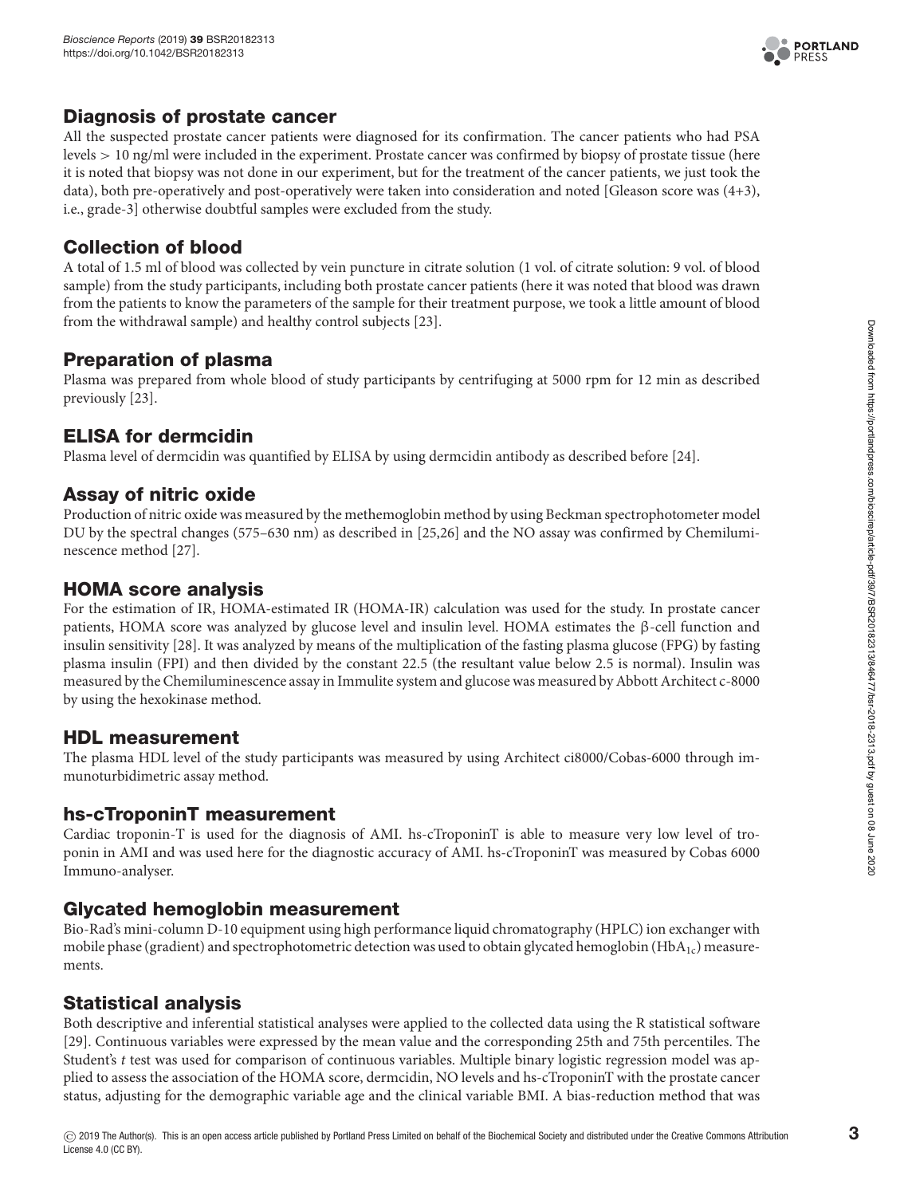## Diagnosis of prostate cancer

All the suspected prostate cancer patients were diagnosed for its confirmation. The cancer patients who had PSA levels > 10 ng/ml were included in the experiment. Prostate cancer was confirmed by biopsy of prostate tissue (here it is noted that biopsy was not done in our experiment, but for the treatment of the cancer patients, we just took the data), both pre-operatively and post-operatively were taken into consideration and noted [Gleason score was (4+3), i.e., grade-3] otherwise doubtful samples were excluded from the study.

## Collection of blood

A total of 1.5 ml of blood was collected by vein puncture in citrate solution (1 vol. of citrate solution: 9 vol. of blood sample) from the study participants, including both prostate cancer patients (here it was noted that blood was drawn from the patients to know the parameters of the sample for their treatment purpose, we took a little amount of blood from the withdrawal sample) and healthy control subjects [23].

## Preparation of plasma

Plasma was prepared from whole blood of study participants by centrifuging at 5000 rpm for 12 min as described previously [23].

## ELISA for dermcidin

Plasma level of dermcidin was quantified by ELISA by using dermcidin antibody as described before [24].

## Assay of nitric oxide

Production of nitric oxide was measured by the methemoglobin method by using Beckman spectrophotometer model DU by the spectral changes (575–630 nm) as described in [25,26] and the NO assay was confirmed by Chemiluminescence method [27].

## HOMA score analysis

For the estimation of IR, HOMA-estimated IR (HOMA-IR) calculation was used for the study. In prostate cancer patients, HOMA score was analyzed by glucose level and insulin level. HOMA estimates the β-cell function and insulin sensitivity [28]. It was analyzed by means of the multiplication of the fasting plasma glucose (FPG) by fasting plasma insulin (FPI) and then divided by the constant 22.5 (the resultant value below 2.5 is normal). Insulin was measured by the Chemiluminescence assay in Immulite system and glucose was measured by Abbott Architect c-8000 by using the hexokinase method.

## HDL measurement

The plasma HDL level of the study participants was measured by using Architect ci8000/Cobas-6000 through immunoturbidimetric assay method.

## hs-cTroponinT measurement

Cardiac troponin-T is used for the diagnosis of AMI. hs-cTroponinT is able to measure very low level of troponin in AMI and was used here for the diagnostic accuracy of AMI. hs-cTroponinT was measured by Cobas 6000 Immuno-analyser.

## Glycated hemoglobin measurement

Bio-Rad's mini-column D-10 equipment using high performance liquid chromatography (HPLC) ion exchanger with mobile phase (gradient) and spectrophotometric detection was used to obtain glycated hemoglobin ($HbA_{1c}$) measurements.

## Statistical analysis

Both descriptive and inferential statistical analyses were applied to the collected data using the R statistical software [29]. Continuous variables were expressed by the mean value and the corresponding 25th and 75th percentiles. The Student's *t* test was used for comparison of continuous variables. Multiple binary logistic regression model was applied to assess the association of the HOMA score, dermcidin, NO levels and hs-cTroponinT with the prostate cancer status, adjusting for the demographic variable age and the clinical variable BMI. A bias-reduction method that was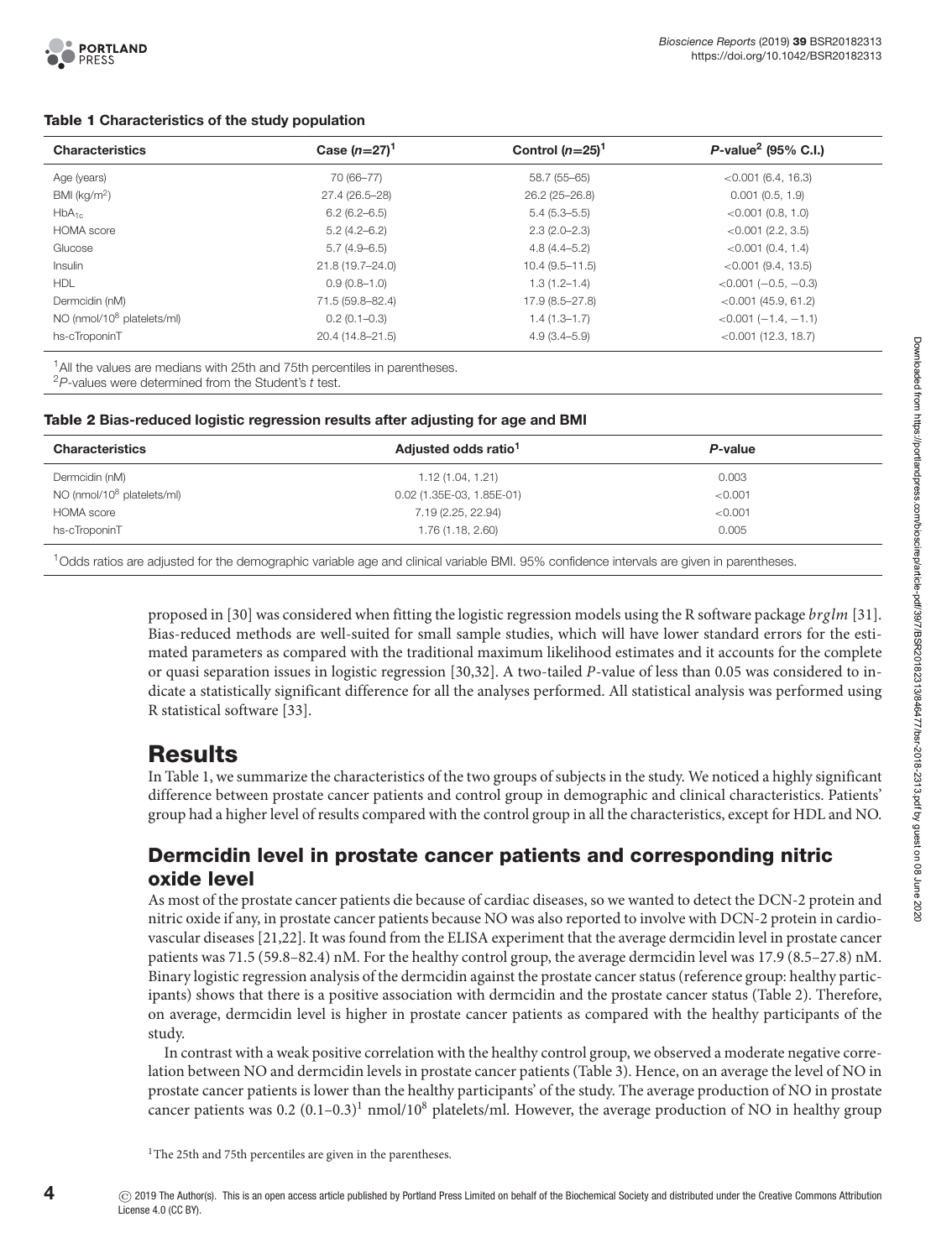**Table 1 Characteristics of the study population**

| Characteristics | Case ($n$=27)[1] | Control ($n$=25)[1] | $P$-value[2] (95% C.I.) |
|---|---|---|---|
| Age (years) | 70 (66–77) | 58.7 (55–65) | <0.001 (6.4, 16.3) |
| BMI (kg/m$^2$) | 27.4 (26.5–28) | 26.2 (25–26.8) | 0.001 (0.5, 1.9) |
| $HbA_{1c}$ | 6.2 (6.2–6.5) | 5.4 (5.3–5.5) | <0.001 (0.8, 1.0) |
| HOMA score | 5.2 (4.2–6.2) | 2.3 (2.0–2.3) | <0.001 (2.2, 3.5) |
| Glucose | 5.7 (4.9–6.5) | 4.8 (4.4–5.2) | <0.001 (0.4, 1.4) |
| Insulin | 21.8 (19.7–24.0) | 10.4 (9.5–11.5) | <0.001 (9.4, 13.5) |
| HDL | 0.9 (0.8–1.0) | 1.3 (1.2–1.4) | <0.001 (−0.5, −0.3) |
| Dermcidin (nM) | 71.5 (59.8–82.4) | 17.9 (8.5–27.8) | <0.001 (45.9, 61.2) |
| NO (nmol/$10^8$ platelets/ml) | 0.2 (0.1–0.3) | 1.4 (1.3–1.7) | <0.001 (−1.4, −1.1) |
| hs-cTroponinT | 20.4 (14.8–21.5) | 4.9 (3.4–5.9) | <0.001 (12.3, 18.7) |

[1]All the values are medians with 25th and 75th percentiles in parentheses.
[2]$P$-values were determined from the Student's $t$ test.

**Table 2 Bias-reduced logistic regression results after adjusting for age and BMI**

| Characteristics | Adjusted odds ratio[1] | $P$-value |
|---|---|---|
| Dermcidin (nM) | 1.12 (1.04, 1.21) | 0.003 |
| NO (nmol/$10^8$ platelets/ml) | 0.02 (1.35E-03, 1.85E-01) | <0.001 |
| HOMA score | 7.19 (2.25, 22.94) | <0.001 |
| hs-cTroponinT | 1.76 (1.18, 2.60) | 0.005 |

[1]Odds ratios are adjusted for the demographic variable age and clinical variable BMI. 95% confidence intervals are given in parentheses.

proposed in [30] was considered when fitting the logistic regression models using the R software package *brglm* [31]. Bias-reduced methods are well-suited for small sample studies, which will have lower standard errors for the estimated parameters as compared with the traditional maximum likelihood estimates and it accounts for the complete or quasi separation issues in logistic regression [30,32]. A two-tailed $P$-value of less than 0.05 was considered to indicate a statistically significant difference for all the analyses performed. All statistical analysis was performed using R statistical software [33].

# Results

In Table 1, we summarize the characteristics of the two groups of subjects in the study. We noticed a highly significant difference between prostate cancer patients and control group in demographic and clinical characteristics. Patients' group had a higher level of results compared with the control group in all the characteristics, except for HDL and NO.

## Dermcidin level in prostate cancer patients and corresponding nitric oxide level

As most of the prostate cancer patients die because of cardiac diseases, so we wanted to detect the DCN-2 protein and nitric oxide if any, in prostate cancer patients because NO was also reported to involve with DCN-2 protein in cardiovascular diseases [21,22]. It was found from the ELISA experiment that the average dermcidin level in prostate cancer patients was 71.5 (59.8–82.4) nM. For the healthy control group, the average dermcidin level was 17.9 (8.5–27.8) nM. Binary logistic regression analysis of the dermcidin against the prostate cancer status (reference group: healthy participants) shows that there is a positive association with dermcidin and the prostate cancer status (Table 2). Therefore, on average, dermcidin level is higher in prostate cancer patients as compared with the healthy participants of the study.

In contrast with a weak positive correlation with the healthy control group, we observed a moderate negative correlation between NO and dermcidin levels in prostate cancer patients (Table 3). Hence, on an average the level of NO in prostate cancer patients is lower than the healthy participants' of the study. The average production of NO in prostate cancer patients was 0.2 (0.1–0.3)[1] nmol/$10^8$ platelets/ml. However, the average production of NO in healthy group

[1]The 25th and 75th percentiles are given in the parentheses.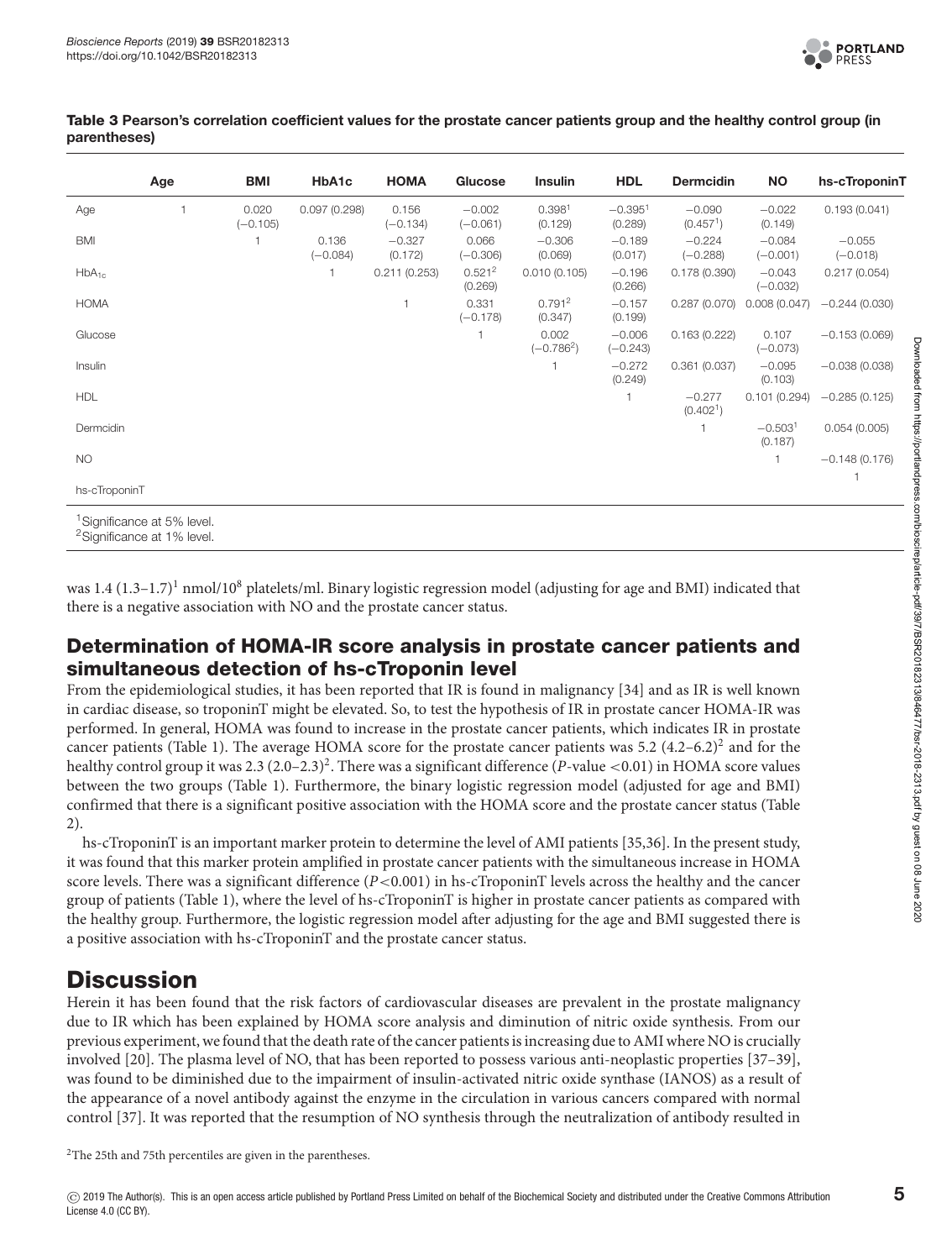**Table 3 Pearson's correlation coefficient values for the prostate cancer patients group and the healthy control group (in parentheses)**

| | Age | BMI | HbA1c | HOMA | Glucose | Insulin | HDL | Dermcidin | NO | hs-cTroponinT |
|---|---|---|---|---|---|---|---|---|---|---|
| Age | 1 | 0.020 (−0.105) | 0.097 (0.298) | 0.156 (−0.134) | −0.002 (−0.061) | 0.398[1] (0.129) | −0.395[1] (0.289) | −0.090 (0.457[1]) | −0.022 (0.149) | 0.193 (0.041) |
| BMI | | 1 | 0.136 (−0.084) | −0.327 (0.172) | 0.066 (−0.306) | −0.306 (0.069) | −0.189 (0.017) | −0.224 (−0.288) | −0.084 (−0.001) | −0.055 (−0.018) |
| $HbA_{1c}$ | | | 1 | 0.211 (0.253) | 0.521[2] (0.269) | 0.010 (0.105) | −0.196 (0.266) | 0.178 (0.390) | −0.043 (−0.032) | 0.217 (0.054) |
| HOMA | | | | 1 | 0.331 (−0.178) | 0.791[2] (0.347) | −0.157 (0.199) | 0.287 (0.070) | 0.008 (0.047) | −0.244 (0.030) |
| Glucose | | | | | 1 | 0.002 (−0.786[2]) | −0.006 (−0.243) | 0.163 (0.222) | 0.107 (−0.073) | −0.153 (0.069) |
| Insulin | | | | | | 1 | −0.272 (0.249) | 0.361 (0.037) | −0.095 (0.103) | −0.038 (0.038) |
| HDL | | | | | | | 1 | −0.277 (0.402[1]) | 0.101 (0.294) | −0.285 (0.125) |
| Dermcidin | | | | | | | | 1 | −0.503[1] (0.187) | 0.054 (0.005) |
| NO | | | | | | | | | 1 | −0.148 (0.176) |
| hs-cTroponinT | | | | | | | | | | 1 |

[1]Significance at 5% level.
[2]Significance at 1% level.

was 1.4 (1.3–1.7)[1] nmol/$10^8$ platelets/ml. Binary logistic regression model (adjusting for age and BMI) indicated that there is a negative association with NO and the prostate cancer status.

## Determination of HOMA-IR score analysis in prostate cancer patients and simultaneous detection of hs-cTroponin level

From the epidemiological studies, it has been reported that IR is found in malignancy [34] and as IR is well known in cardiac disease, so troponinT might be elevated. So, to test the hypothesis of IR in prostate cancer HOMA-IR was performed. In general, HOMA was found to increase in the prostate cancer patients, which indicates IR in prostate cancer patients (Table 1). The average HOMA score for the prostate cancer patients was 5.2 (4.2–6.2)[2] and for the healthy control group it was 2.3 (2.0–2.3)[2]. There was a significant difference ($P$-value $<0.01$) in HOMA score values between the two groups (Table 1). Furthermore, the binary logistic regression model (adjusted for age and BMI) confirmed that there is a significant positive association with the HOMA score and the prostate cancer status (Table 2).

hs-cTroponinT is an important marker protein to determine the level of AMI patients [35,36]. In the present study, it was found that this marker protein amplified in prostate cancer patients with the simultaneous increase in HOMA score levels. There was a significant difference ($P<0.001$) in hs-cTroponinT levels across the healthy and the cancer group of patients (Table 1), where the level of hs-cTroponinT is higher in prostate cancer patients as compared with the healthy group. Furthermore, the logistic regression model after adjusting for the age and BMI suggested there is a positive association with hs-cTroponinT and the prostate cancer status.

# Discussion

Herein it has been found that the risk factors of cardiovascular diseases are prevalent in the prostate malignancy due to IR which has been explained by HOMA score analysis and diminution of nitric oxide synthesis. From our previous experiment, we found that the death rate of the cancer patients is increasing due to AMI where NO is crucially involved [20]. The plasma level of NO, that has been reported to possess various anti-neoplastic properties [37–39], was found to be diminished due to the impairment of insulin-activated nitric oxide synthase (IANOS) as a result of the appearance of a novel antibody against the enzyme in the circulation in various cancers compared with normal control [37]. It was reported that the resumption of NO synthesis through the neutralization of antibody resulted in

[2]The 25th and 75th percentiles are given in the parentheses.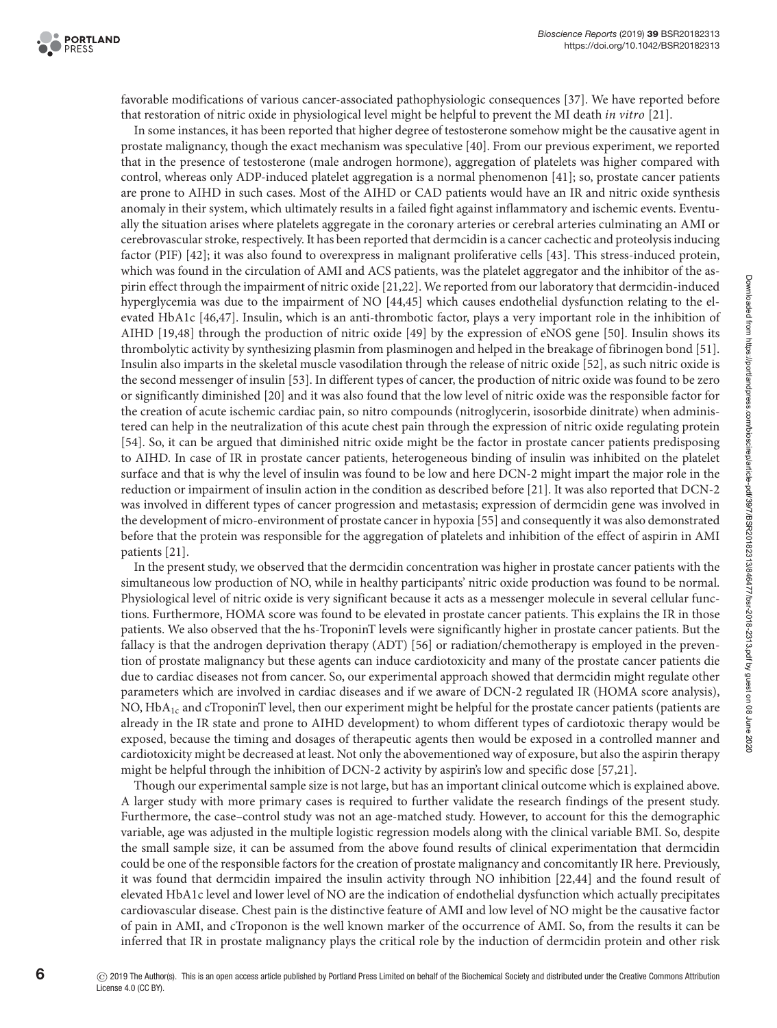favorable modifications of various cancer-associated pathophysiologic consequences [37]. We have reported before that restoration of nitric oxide in physiological level might be helpful to prevent the MI death *in vitro* [21].

In some instances, it has been reported that higher degree of testosterone somehow might be the causative agent in prostate malignancy, though the exact mechanism was speculative [40]. From our previous experiment, we reported that in the presence of testosterone (male androgen hormone), aggregation of platelets was higher compared with control, whereas only ADP-induced platelet aggregation is a normal phenomenon [41]; so, prostate cancer patients are prone to AIHD in such cases. Most of the AIHD or CAD patients would have an IR and nitric oxide synthesis anomaly in their system, which ultimately results in a failed fight against inflammatory and ischemic events. Eventually the situation arises where platelets aggregate in the coronary arteries or cerebral arteries culminating an AMI or cerebrovascular stroke, respectively. It has been reported that dermcidin is a cancer cachectic and proteolysis inducing factor (PIF) [42]; it was also found to overexpress in malignant proliferative cells [43]. This stress-induced protein, which was found in the circulation of AMI and ACS patients, was the platelet aggregator and the inhibitor of the aspirin effect through the impairment of nitric oxide [21,22]. We reported from our laboratory that dermcidin-induced hyperglycemia was due to the impairment of NO [44,45] which causes endothelial dysfunction relating to the elevated HbA1c [46,47]. Insulin, which is an anti-thrombotic factor, plays a very important role in the inhibition of AIHD [19,48] through the production of nitric oxide [49] by the expression of eNOS gene [50]. Insulin shows its thrombolytic activity by synthesizing plasmin from plasminogen and helped in the breakage of fibrinogen bond [51]. Insulin also imparts in the skeletal muscle vasodilation through the release of nitric oxide [52], as such nitric oxide is the second messenger of insulin [53]. In different types of cancer, the production of nitric oxide was found to be zero or significantly diminished [20] and it was also found that the low level of nitric oxide was the responsible factor for the creation of acute ischemic cardiac pain, so nitro compounds (nitroglycerin, isosorbide dinitrate) when administered can help in the neutralization of this acute chest pain through the expression of nitric oxide regulating protein [54]. So, it can be argued that diminished nitric oxide might be the factor in prostate cancer patients predisposing to AIHD. In case of IR in prostate cancer patients, heterogeneous binding of insulin was inhibited on the platelet surface and that is why the level of insulin was found to be low and here DCN-2 might impart the major role in the reduction or impairment of insulin action in the condition as described before [21]. It was also reported that DCN-2 was involved in different types of cancer progression and metastasis; expression of dermcidin gene was involved in the development of micro-environment of prostate cancer in hypoxia [55] and consequently it was also demonstrated before that the protein was responsible for the aggregation of platelets and inhibition of the effect of aspirin in AMI patients [21].

In the present study, we observed that the dermcidin concentration was higher in prostate cancer patients with the simultaneous low production of NO, while in healthy participants' nitric oxide production was found to be normal. Physiological level of nitric oxide is very significant because it acts as a messenger molecule in several cellular functions. Furthermore, HOMA score was found to be elevated in prostate cancer patients. This explains the IR in those patients. We also observed that the hs-TroponinT levels were significantly higher in prostate cancer patients. But the fallacy is that the androgen deprivation therapy (ADT) [56] or radiation/chemotherapy is employed in the prevention of prostate malignancy but these agents can induce cardiotoxicity and many of the prostate cancer patients die due to cardiac diseases not from cancer. So, our experimental approach showed that dermcidin might regulate other parameters which are involved in cardiac diseases and if we aware of DCN-2 regulated IR (HOMA score analysis), NO, $HbA_{1c}$ and cTroponinT level, then our experiment might be helpful for the prostate cancer patients (patients are already in the IR state and prone to AIHD development) to whom different types of cardiotoxic therapy would be exposed, because the timing and dosages of therapeutic agents then would be exposed in a controlled manner and cardiotoxicity might be decreased at least. Not only the abovementioned way of exposure, but also the aspirin therapy might be helpful through the inhibition of DCN-2 activity by aspirin's low and specific dose [57,21].

Though our experimental sample size is not large, but has an important clinical outcome which is explained above. A larger study with more primary cases is required to further validate the research findings of the present study. Furthermore, the case–control study was not an age-matched study. However, to account for this the demographic variable, age was adjusted in the multiple logistic regression models along with the clinical variable BMI. So, despite the small sample size, it can be assumed from the above found results of clinical experimentation that dermcidin could be one of the responsible factors for the creation of prostate malignancy and concomitantly IR here. Previously, it was found that dermcidin impaired the insulin activity through NO inhibition [22,44] and the found result of elevated HbA1c level and lower level of NO are the indication of endothelial dysfunction which actually precipitates cardiovascular disease. Chest pain is the distinctive feature of AMI and low level of NO might be the causative factor of pain in AMI, and cTroponon is the well known marker of the occurrence of AMI. So, from the results it can be inferred that IR in prostate malignancy plays the critical role by the induction of dermcidin protein and other risk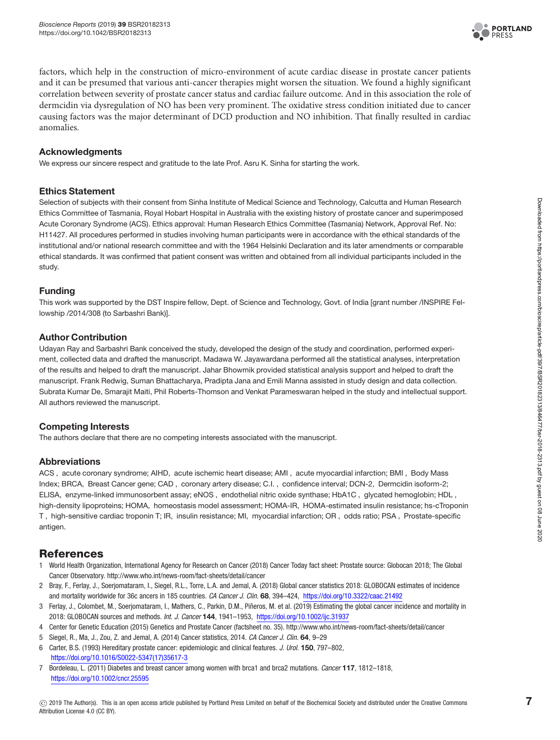factors, which help in the construction of micro-environment of acute cardiac disease in prostate cancer patients and it can be presumed that various anti-cancer therapies might worsen the situation. We found a highly significant correlation between severity of prostate cancer status and cardiac failure outcome. And in this association the role of dermcidin via dysregulation of NO has been very prominent. The oxidative stress condition initiated due to cancer causing factors was the major determinant of DCD production and NO inhibition. That finally resulted in cardiac anomalies.

## Acknowledgments

We express our sincere respect and gratitude to the late Prof. Asru K. Sinha for starting the work.

## Ethics Statement

Selection of subjects with their consent from Sinha Institute of Medical Science and Technology, Calcutta and Human Research Ethics Committee of Tasmania, Royal Hobart Hospital in Australia with the existing history of prostate cancer and superimposed Acute Coronary Syndrome (ACS). Ethics approval: Human Research Ethics Committee (Tasmania) Network, Approval Ref. No: H11427. All procedures performed in studies involving human participants were in accordance with the ethical standards of the institutional and/or national research committee and with the 1964 Helsinki Declaration and its later amendments or comparable ethical standards. It was confirmed that patient consent was written and obtained from all individual participants included in the study.

## Funding

This work was supported by the DST Inspire fellow, Dept. of Science and Technology, Govt. of India [grant number /INSPIRE Fellowship /2014/308 (to Sarbashri Bank)].

## Author Contribution

Udayan Ray and Sarbashri Bank conceived the study, developed the design of the study and coordination, performed experiment, collected data and drafted the manuscript. Madawa W. Jayawardana performed all the statistical analyses, interpretation of the results and helped to draft the manuscript. Jahar Bhowmik provided statistical analysis support and helped to draft the manuscript. Frank Redwig, Suman Bhattacharya, Pradipta Jana and Emili Manna assisted in study design and data collection. Subrata Kumar De, Smarajit Maiti, Phil Roberts-Thomson and Venkat Parameswaran helped in the study and intellectual support. All authors reviewed the manuscript.

## Competing Interests

The authors declare that there are no competing interests associated with the manuscript.

## Abbreviations

ACS , acute coronary syndrome; AIHD, acute ischemic heart disease; AMI , acute myocardial infarction; BMI , Body Mass Index; BRCA, Breast Cancer gene; CAD , coronary artery disease; C.I. , confidence interval; DCN-2, Dermcidin isoform-2; ELISA, enzyme-linked immunosorbent assay; eNOS , endothelial nitric oxide synthase; HbA1C , glycated hemoglobin; HDL , high-density lipoproteins; HOMA, homeostasis model assessment; HOMA-IR, HOMA-estimated insulin resistance; hs-cTroponin T , high-sensitive cardiac troponin T; IR, insulin resistance; MI, myocardial infarction; OR , odds ratio; PSA , Prostate-specific antigen.

# References

1. World Health Organization, International Agency for Research on Cancer (2018) Cancer Today fact sheet: Prostate source: Globocan 2018; The Global Cancer Observatory. http://www.who.int/news-room/fact-sheets/detail/cancer
2. Bray, F., Ferlay, J., Soerjomataram, I., Siegel, R.L., Torre, L.A. and Jemal, A. (2018) Global cancer statistics 2018: GLOBOCAN estimates of incidence and mortality worldwide for 36c ancers in 185 countries. *CA Cancer J. Clin.* **68**, 394–424, https://doi.org/10.3322/caac.21492
3. Ferlay, J., Colombet, M., Soerjomataram, I., Mathers, C., Parkin, D.M., Piñeros, M. et al. (2019) Estimating the global cancer incidence and mortality in 2018: GLOBOCAN sources and methods. *Int. J. Cancer* **144**, 1941–1953, https://doi.org/10.1002/ijc.31937
4. Center for Genetic Education (2015) Genetics and Prostate Cancer (factsheet no. 35). http://www.who.int/news-room/fact-sheets/detail/cancer
5. Siegel, R., Ma, J., Zou, Z. and Jemal, A. (2014) Cancer statistics, 2014. *CA Cancer J. Clin.* **64**, 9–29
6. Carter, B.S. (1993) Hereditary prostate cancer: epidemiologic and clinical features. *J. Urol.* **150**, 797–802, https://doi.org/10.1016/S0022-5347(17)35617-3
7. Bordeleau, L. (2011) Diabetes and breast cancer among women with brca1 and brca2 mutations. *Cancer* **117**, 1812–1818, https://doi.org/10.1002/cncr.25595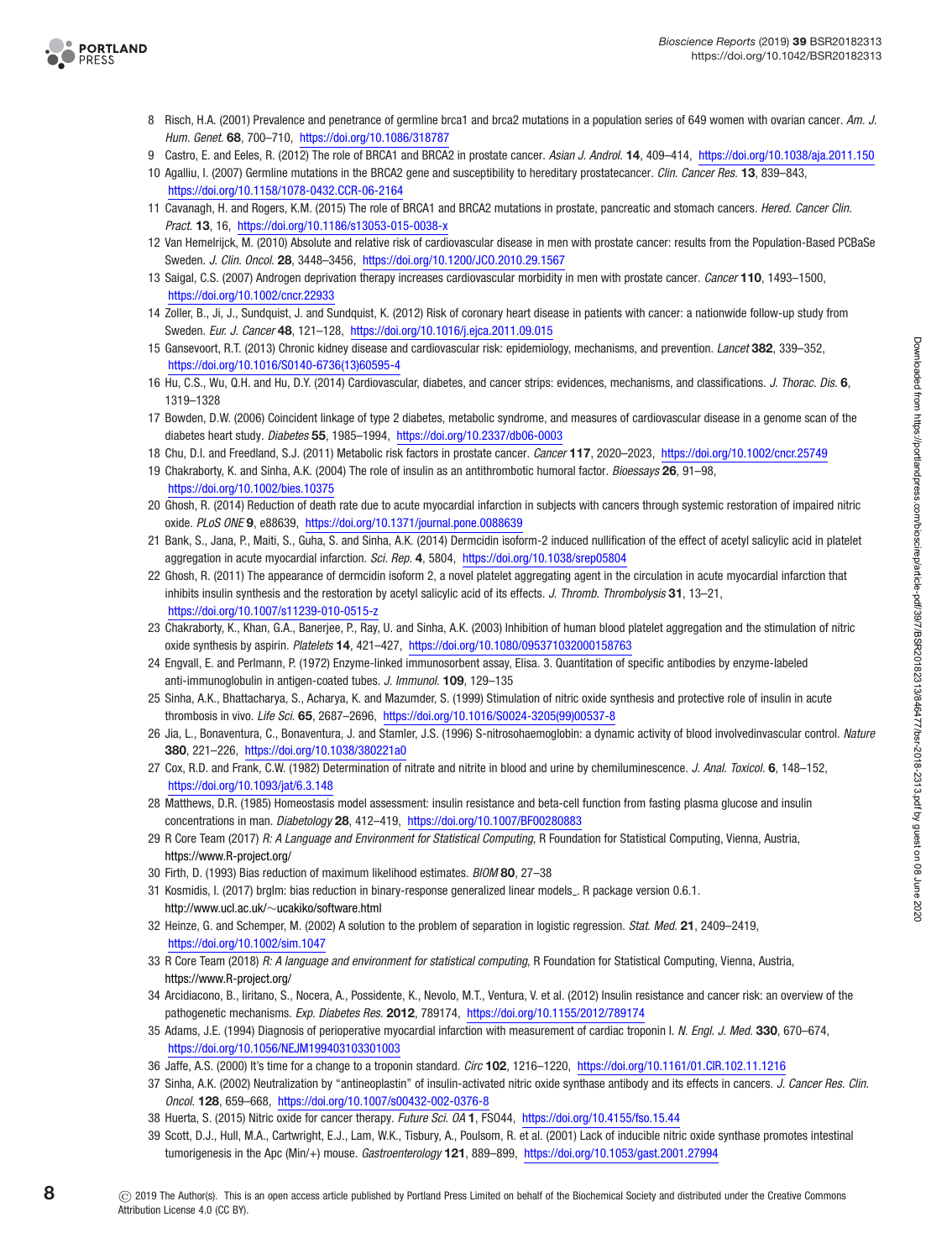8 Risch, H.A. (2001) Prevalence and penetrance of germline brca1 and brca2 mutations in a population series of 649 women with ovarian cancer. *Am. J. Hum. Genet.* **68**, 700–710, https://doi.org/10.1086/318787

9 Castro, E. and Eeles, R. (2012) The role of BRCA1 and BRCA2 in prostate cancer. *Asian J. Androl.* **14**, 409–414, https://doi.org/10.1038/aja.2011.150

10 Agalliu, I. (2007) Germline mutations in the BRCA2 gene and susceptibility to hereditary prostatecancer. *Clin. Cancer Res.* **13**, 839–843, https://doi.org/10.1158/1078-0432.CCR-06-2164

11 Cavanagh, H. and Rogers, K.M. (2015) The role of BRCA1 and BRCA2 mutations in prostate, pancreatic and stomach cancers. *Hered. Cancer Clin. Pract.* **13**, 16, https://doi.org/10.1186/s13053-015-0038-x

12 Van Hemelrijck, M. (2010) Absolute and relative risk of cardiovascular disease in men with prostate cancer: results from the Population-Based PCBaSe Sweden. *J. Clin. Oncol.* **28**, 3448–3456, https://doi.org/10.1200/JCO.2010.29.1567

13 Saigal, C.S. (2007) Androgen deprivation therapy increases cardiovascular morbidity in men with prostate cancer. *Cancer* **110**, 1493–1500, https://doi.org/10.1002/cncr.22933

14 Zoller, B., Ji, J., Sundquist, J. and Sundquist, K. (2012) Risk of coronary heart disease in patients with cancer: a nationwide follow-up study from Sweden. *Eur. J. Cancer* **48**, 121–128, https://doi.org/10.1016/j.ejca.2011.09.015

15 Gansevoort, R.T. (2013) Chronic kidney disease and cardiovascular risk: epidemiology, mechanisms, and prevention. *Lancet* **382**, 339–352, https://doi.org/10.1016/S0140-6736(13)60595-4

16 Hu, C.S., Wu, Q.H. and Hu, D.Y. (2014) Cardiovascular, diabetes, and cancer strips: evidences, mechanisms, and classifications. *J. Thorac. Dis.* **6**, 1319–1328

17 Bowden, D.W. (2006) Coincident linkage of type 2 diabetes, metabolic syndrome, and measures of cardiovascular disease in a genome scan of the diabetes heart study. *Diabetes* **55**, 1985–1994, https://doi.org/10.2337/db06-0003

18 Chu, D.I. and Freedland, S.J. (2011) Metabolic risk factors in prostate cancer. *Cancer* **117**, 2020–2023, https://doi.org/10.1002/cncr.25749

19 Chakraborty, K. and Sinha, A.K. (2004) The role of insulin as an antithrombotic humoral factor. *Bioessays* **26**, 91–98, https://doi.org/10.1002/bies.10375

20 Ghosh, R. (2014) Reduction of death rate due to acute myocardial infarction in subjects with cancers through systemic restoration of impaired nitric oxide. *PLoS ONE* **9**, e88639, https://doi.org/10.1371/journal.pone.0088639

21 Bank, S., Jana, P., Maiti, S., Guha, S. and Sinha, A.K. (2014) Dermcidin isoform-2 induced nullification of the effect of acetyl salicylic acid in platelet aggregation in acute myocardial infarction. *Sci. Rep.* **4**, 5804, https://doi.org/10.1038/srep05804

22 Ghosh, R. (2011) The appearance of dermcidin isoform 2, a novel platelet aggregating agent in the circulation in acute myocardial infarction that inhibits insulin synthesis and the restoration by acetyl salicylic acid of its effects. *J. Thromb. Thrombolysis* **31**, 13–21, https://doi.org/10.1007/s11239-010-0515-z

23 Chakraborty, K., Khan, G.A., Banerjee, P., Ray, U. and Sinha, A.K. (2003) Inhibition of human blood platelet aggregation and the stimulation of nitric oxide synthesis by aspirin. *Platelets* **14**, 421–427, https://doi.org/10.1080/095371032000158763

24 Engvall, E. and Perlmann, P. (1972) Enzyme-linked immunosorbent assay, Elisa. 3. Quantitation of specific antibodies by enzyme-labeled anti-immunoglobulin in antigen-coated tubes. *J. Immunol.* **109**, 129–135

25 Sinha, A.K., Bhattacharya, S., Acharya, K. and Mazumder, S. (1999) Stimulation of nitric oxide synthesis and protective role of insulin in acute thrombosis in vivo. *Life Sci.* **65**, 2687–2696, https://doi.org/10.1016/S0024-3205(99)00537-8

26 Jia, L., Bonaventura, C., Bonaventura, J. and Stamler, J.S. (1996) S-nitrosohaemoglobin: a dynamic activity of blood involvedinvascular control. *Nature* **380**, 221–226, https://doi.org/10.1038/380221a0

27 Cox, R.D. and Frank, C.W. (1982) Determination of nitrate and nitrite in blood and urine by chemiluminescence. *J. Anal. Toxicol.* **6**, 148–152, https://doi.org/10.1093/jat/6.3.148

28 Matthews, D.R. (1985) Homeostasis model assessment: insulin resistance and beta-cell function from fasting plasma glucose and insulin concentrations in man. *Diabetology* **28**, 412–419, https://doi.org/10.1007/BF00280883

29 R Core Team (2017) *R: A Language and Environment for Statistical Computing*, R Foundation for Statistical Computing, Vienna, Austria, https://www.R-project.org/

30 Firth, D. (1993) Bias reduction of maximum likelihood estimates. *BIOM* **80**, 27–38

31 Kosmidis, I. (2017) brglm: bias reduction in binary-response generalized linear models_. R package version 0.6.1. http://www.ucl.ac.uk/~ucakiko/software.html

32 Heinze, G. and Schemper, M. (2002) A solution to the problem of separation in logistic regression. *Stat. Med.* **21**, 2409–2419, https://doi.org/10.1002/sim.1047

33 R Core Team (2018) *R: A language and environment for statistical computing*, R Foundation for Statistical Computing, Vienna, Austria, https://www.R-project.org/

34 Arcidiacono, B., Iiritano, S., Nocera, A., Possidente, K., Nevolo, M.T., Ventura, V. et al. (2012) Insulin resistance and cancer risk: an overview of the pathogenetic mechanisms. *Exp. Diabetes Res.* **2012**, 789174, https://doi.org/10.1155/2012/789174

35 Adams, J.E. (1994) Diagnosis of perioperative myocardial infarction with measurement of cardiac troponin I. *N. Engl. J. Med.* **330**, 670–674, https://doi.org/10.1056/NEJM199403103301003

36 Jaffe, A.S. (2000) It's time for a change to a troponin standard. *Circ* **102**, 1216–1220, https://doi.org/10.1161/01.CIR.102.11.1216

37 Sinha, A.K. (2002) Neutralization by "antineoplastin" of insulin-activated nitric oxide synthase antibody and its effects in cancers. *J. Cancer Res. Clin. Oncol.* **128**, 659–668, https://doi.org/10.1007/s00432-002-0376-8

38 Huerta, S. (2015) Nitric oxide for cancer therapy. *Future Sci. OA* **1**, FSO44, https://doi.org/10.4155/fso.15.44

39 Scott, D.J., Hull, M.A., Cartwright, E.J., Lam, W.K., Tisbury, A., Poulsom, R. et al. (2001) Lack of inducible nitric oxide synthase promotes intestinal tumorigenesis in the Apc (Min/+) mouse. *Gastroenterology* **121**, 889–899, https://doi.org/10.1053/gast.2001.27994

© 2019 The Author(s). This is an open access article published by Portland Press Limited on behalf of the Biochemical Society and distributed under the Creative Commons Attribution License 4.0 (CC BY).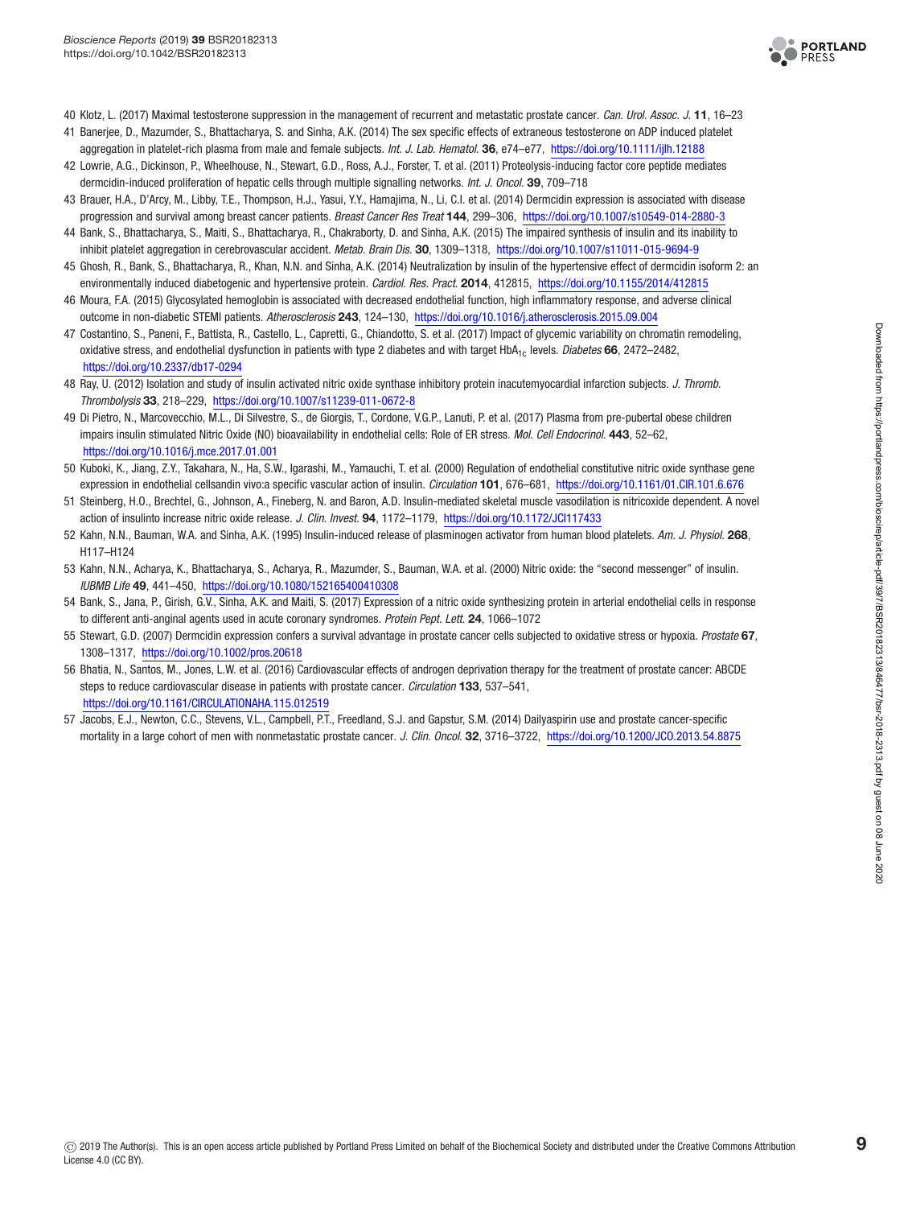40 Klotz, L. (2017) Maximal testosterone suppression in the management of recurrent and metastatic prostate cancer. *Can. Urol. Assoc. J.* **11**, 16–23

41 Banerjee, D., Mazumder, S., Bhattacharya, S. and Sinha, A.K. (2014) The sex specific effects of extraneous testosterone on ADP induced platelet aggregation in platelet-rich plasma from male and female subjects. *Int. J. Lab. Hematol.* **36**, e74–e77, https://doi.org/10.1111/ijlh.12188

42 Lowrie, A.G., Dickinson, P., Wheelhouse, N., Stewart, G.D., Ross, A.J., Forster, T. et al. (2011) Proteolysis-inducing factor core peptide mediates dermcidin-induced proliferation of hepatic cells through multiple signalling networks. *Int. J. Oncol.* **39**, 709–718

43 Brauer, H.A., D'Arcy, M., Libby, T.E., Thompson, H.J., Yasui, Y.Y., Hamajima, N., Li, C.I. et al. (2014) Dermcidin expression is associated with disease progression and survival among breast cancer patients. *Breast Cancer Res Treat* **144**, 299–306, https://doi.org/10.1007/s10549-014-2880-3

44 Bank, S., Bhattacharya, S., Maiti, S., Bhattacharya, R., Chakraborty, D. and Sinha, A.K. (2015) The impaired synthesis of insulin and its inability to inhibit platelet aggregation in cerebrovascular accident. *Metab. Brain Dis.* **30**, 1309–1318, https://doi.org/10.1007/s11011-015-9694-9

45 Ghosh, R., Bank, S., Bhattacharya, R., Khan, N.N. and Sinha, A.K. (2014) Neutralization by insulin of the hypertensive effect of dermcidin isoform 2: an environmentally induced diabetogenic and hypertensive protein. *Cardiol. Res. Pract.* **2014**, 412815, https://doi.org/10.1155/2014/412815

46 Moura, F.A. (2015) Glycosylated hemoglobin is associated with decreased endothelial function, high inflammatory response, and adverse clinical outcome in non-diabetic STEMI patients. *Atherosclerosis* **243**, 124–130, https://doi.org/10.1016/j.atherosclerosis.2015.09.004

47 Costantino, S., Paneni, F., Battista, R., Castello, L., Capretti, G., Chiandotto, S. et al. (2017) Impact of glycemic variability on chromatin remodeling, oxidative stress, and endothelial dysfunction in patients with type 2 diabetes and with target $HbA_{1c}$ levels. *Diabetes* **66**, 2472–2482, https://doi.org/10.2337/db17-0294

48 Ray, U. (2012) Isolation and study of insulin activated nitric oxide synthase inhibitory protein inacutemyocardial infarction subjects. *J. Thromb. Thrombolysis* **33**, 218–229, https://doi.org/10.1007/s11239-011-0672-8

49 Di Pietro, N., Marcovecchio, M.L., Di Silvestre, S., de Giorgis, T., Cordone, V.G.P., Lanuti, P. et al. (2017) Plasma from pre-pubertal obese children impairs insulin stimulated Nitric Oxide (NO) bioavailability in endothelial cells: Role of ER stress. *Mol. Cell Endocrinol.* **443**, 52–62, https://doi.org/10.1016/j.mce.2017.01.001

50 Kuboki, K., Jiang, Z.Y., Takahara, N., Ha, S.W., Igarashi, M., Yamauchi, T. et al. (2000) Regulation of endothelial constitutive nitric oxide synthase gene expression in endothelial cellsandin vivo:a specific vascular action of insulin. *Circulation* **101**, 676–681, https://doi.org/10.1161/01.CIR.101.6.676

51 Steinberg, H.O., Brechtel, G., Johnson, A., Fineberg, N. and Baron, A.D. Insulin-mediated skeletal muscle vasodilation is nitricoxide dependent. A novel action of insulinto increase nitric oxide release. *J. Clin. Invest.* **94**, 1172–1179, https://doi.org/10.1172/JCI117433

52 Kahn, N.N., Bauman, W.A. and Sinha, A.K. (1995) Insulin-induced release of plasminogen activator from human blood platelets. *Am. J. Physiol.* **268**, H117–H124

53 Kahn, N.N., Acharya, K., Bhattacharya, S., Acharya, R., Mazumder, S., Bauman, W.A. et al. (2000) Nitric oxide: the "second messenger" of insulin. *IUBMB Life* **49**, 441–450, https://doi.org/10.1080/152165400410308

54 Bank, S., Jana, P., Girish, G.V., Sinha, A.K. and Maiti, S. (2017) Expression of a nitric oxide synthesizing protein in arterial endothelial cells in response to different anti-anginal agents used in acute coronary syndromes. *Protein Pept. Lett.* **24**, 1066–1072

55 Stewart, G.D. (2007) Dermcidin expression confers a survival advantage in prostate cancer cells subjected to oxidative stress or hypoxia. *Prostate* **67**, 1308–1317, https://doi.org/10.1002/pros.20618

56 Bhatia, N., Santos, M., Jones, L.W. et al. (2016) Cardiovascular effects of androgen deprivation therapy for the treatment of prostate cancer: ABCDE steps to reduce cardiovascular disease in patients with prostate cancer. *Circulation* **133**, 537–541, https://doi.org/10.1161/CIRCULATIONAHA.115.012519

57 Jacobs, E.J., Newton, C.C., Stevens, V.L., Campbell, P.T., Freedland, S.J. and Gapstur, S.M. (2014) Dailyaspirin use and prostate cancer-specific mortality in a large cohort of men with nonmetastatic prostate cancer. *J. Clin. Oncol.* **32**, 3716–3722, https://doi.org/10.1200/JCO.2013.54.8875

© 2019 The Author(s). This is an open access article published by Portland Press Limited on behalf of the Biochemical Society and distributed under the Creative Commons Attribution License 4.0 (CC BY).